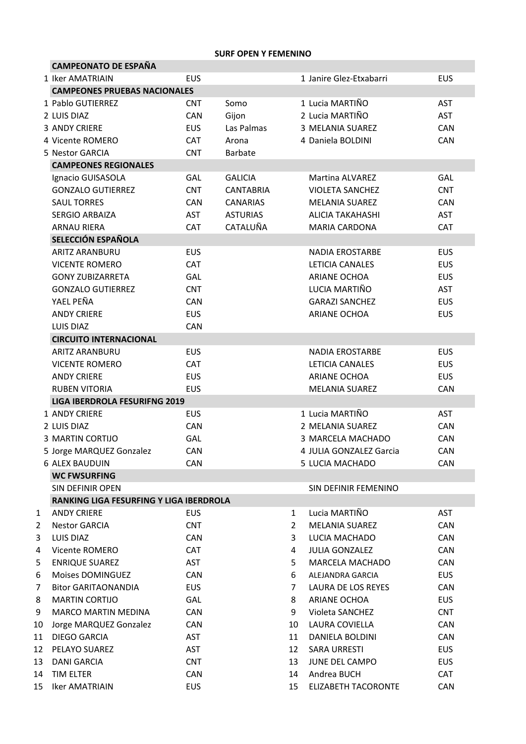## SURF OPEN Y FEMENINO

| | | | | | | |
|---|---|---|---|---|---|---|
| | **CAMPEONATO DE ESPAÑA** | | | | | |
| 1 | Iker AMATRIAIN | EUS | | 1 | Janire Glez-Etxabarri | EUS |
| | **CAMPEONES PRUEBAS NACIONALES** | | | | | |
| 1 | Pablo GUTIERREZ | CNT | Somo | 1 | Lucia MARTIÑO | AST |
| 2 | LUIS DIAZ | CAN | Gijon | 2 | Lucia MARTIÑO | AST |
| 3 | ANDY CRIERE | EUS | Las Palmas | 3 | MELANIA SUAREZ | CAN |
| 4 | Vicente ROMERO | CAT | Arona | 4 | Daniela BOLDINI | CAN |
| 5 | Nestor GARCIA | CNT | Barbate | | | |
| | **CAMPEONES REGIONALES** | | | | | |
| | Ignacio GUISASOLA | GAL | GALICIA | | Martina ALVAREZ | GAL |
| | GONZALO GUTIERREZ | CNT | CANTABRIA | | VIOLETA SANCHEZ | CNT |
| | SAUL TORRES | CAN | CANARIAS | | MELANIA SUAREZ | CAN |
| | SERGIO ARBAIZA | AST | ASTURIAS | | ALICIA TAKAHASHI | AST |
| | ARNAU RIERA | CAT | CATALUÑA | | MARIA CARDONA | CAT |
| | **SELECCIÓN ESPAÑOLA** | | | | | |
| | ARITZ ARANBURU | EUS | | | NADIA EROSTARBE | EUS |
| | VICENTE ROMERO | CAT | | | LETICIA CANALES | EUS |
| | GONY ZUBIZARRETA | GAL | | | ARIANE OCHOA | EUS |
| | GONZALO GUTIERREZ | CNT | | | LUCIA MARTIÑO | AST |
| | YAEL PEÑA | CAN | | | GARAZI SANCHEZ | EUS |
| | ANDY CRIERE | EUS | | | ARIANE OCHOA | EUS |
| | LUIS DIAZ | CAN | | | | |
| | **CIRCUITO INTERNACIONAL** | | | | | |
| | ARITZ ARANBURU | EUS | | | NADIA EROSTARBE | EUS |
| | VICENTE ROMERO | CAT | | | LETICIA CANALES | EUS |
| | ANDY CRIERE | EUS | | | ARIANE OCHOA | EUS |
| | RUBEN VITORIA | EUS | | | MELANIA SUAREZ | CAN |
| | **LIGA IBERDROLA FESURIFNG 2019** | | | | | |
| 1 | ANDY CRIERE | EUS | | 1 | Lucia MARTIÑO | AST |
| 2 | LUIS DIAZ | CAN | | 2 | MELANIA SUAREZ | CAN |
| 3 | MARTIN CORTIJO | GAL | | 3 | MARCELA MACHADO | CAN |
| 5 | Jorge MARQUEZ Gonzalez | CAN | | 4 | JULIA GONZALEZ Garcia | CAN |
| 6 | ALEX BAUDUIN | CAN | | 5 | LUCIA MACHADO | CAN |
| | **WC FWSURFING** | | | | | |
| | SIN DEFINIR OPEN | | | | SIN DEFINIR FEMENINO | |
| | **RANKING LIGA FESURFING Y LIGA IBERDROLA** | | | | | |
| 1 | ANDY CRIERE | EUS | | 1 | Lucia MARTIÑO | AST |
| 2 | Nestor GARCIA | CNT | | 2 | MELANIA SUAREZ | CAN |
| 3 | LUIS DIAZ | CAN | | 3 | LUCIA MACHADO | CAN |
| 4 | Vicente ROMERO | CAT | | 4 | JULIA GONZALEZ | CAN |
| 5 | ENRIQUE SUAREZ | AST | | 5 | MARCELA MACHADO | CAN |
| 6 | Moises DOMINGUEZ | CAN | | 6 | ALEJANDRA GARCIA | EUS |
| 7 | Bitor GARITAONANDIA | EUS | | 7 | LAURA DE LOS REYES | CAN |
| 8 | MARTIN CORTIJO | GAL | | 8 | ARIANE OCHOA | EUS |
| 9 | MARCO MARTIN MEDINA | CAN | | 9 | Violeta SANCHEZ | CNT |
| 10 | Jorge MARQUEZ Gonzalez | CAN | | 10 | LAURA COVIELLA | CAN |
| 11 | DIEGO GARCIA | AST | | 11 | DANIELA BOLDINI | CAN |
| 12 | PELAYO SUAREZ | AST | | 12 | SARA URRESTI | EUS |
| 13 | DANI GARCIA | CNT | | 13 | JUNE DEL CAMPO | EUS |
| 14 | TIM ELTER | CAN | | 14 | Andrea BUCH | CAT |
| 15 | Iker AMATRIAIN | EUS | | 15 | ELIZABETH TACORONTE | CAN |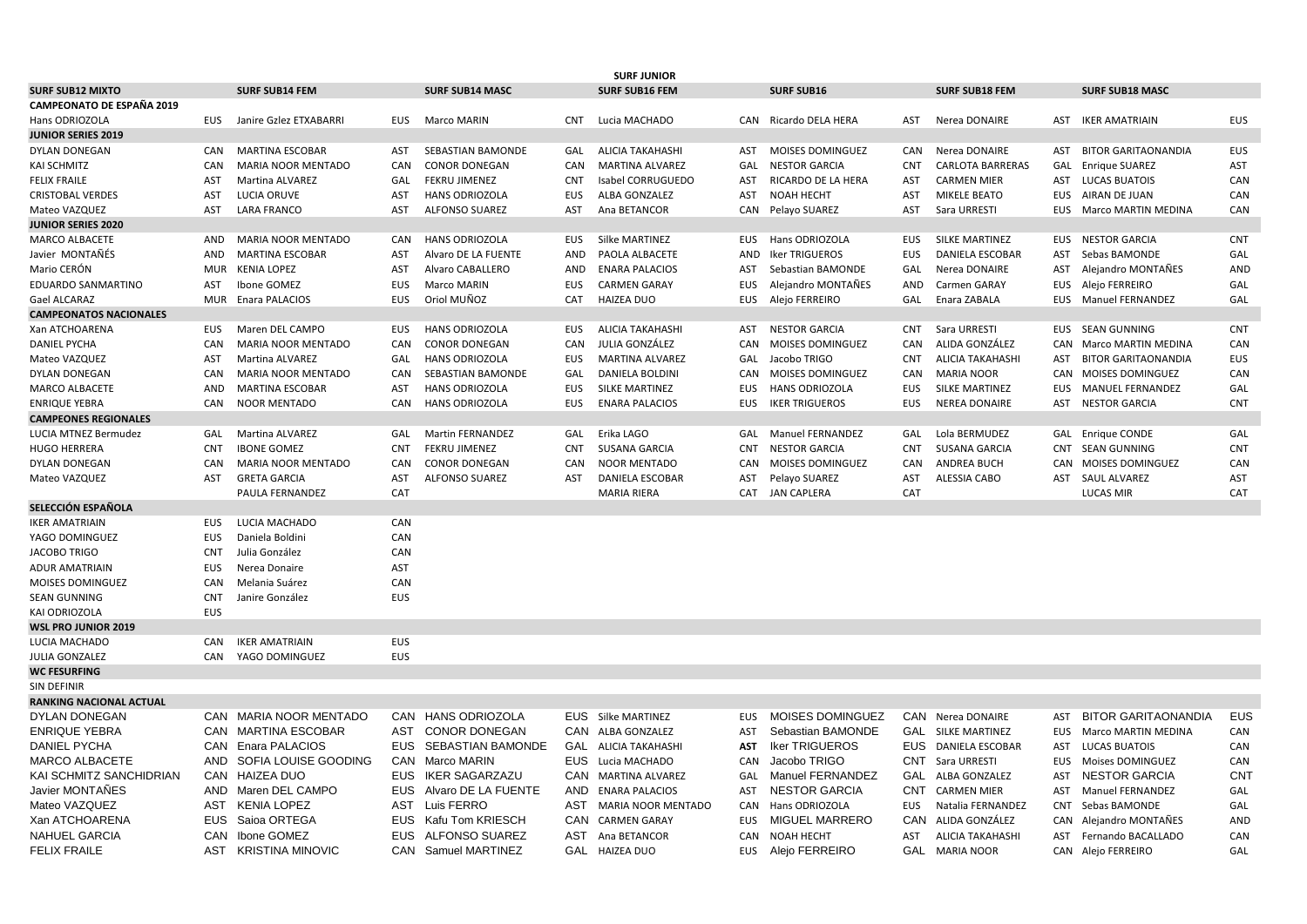## SURF JUNIOR

| SURF SUB12 MIXTO | | SURF SUB14 FEM | | SURF SUB14 MASC | | SURF SUB16 FEM | | SURF SUB16 | | SURF SUB18 FEM | | SURF SUB18 MASC | |
|---|---|---|---|---|---|---|---|---|---|---|---|---|---|
| **CAMPEONATO DE ESPAÑA 2019** | | | | | | | | | | | | | |
| Hans ODRIOZOLA | EUS | Janire Gzlez ETXABARRI | EUS | Marco MARIN | CNT | Lucia MACHADO | CAN | Ricardo DELA HERA | AST | Nerea DONAIRE | AST | IKER AMATRIAIN | EUS |
| **JUNIOR SERIES 2019** | | | | | | | | | | | | | |
| DYLAN DONEGAN | CAN | MARTINA ESCOBAR | AST | SEBASTIAN BAMONDE | GAL | ALICIA TAKAHASHI | AST | MOISES DOMINGUEZ | CAN | Nerea DONAIRE | AST | BITOR GARITAONANDIA | EUS |
| KAI SCHMITZ | CAN | MARIA NOOR MENTADO | CAN | CONOR DONEGAN | CAN | MARTINA ALVAREZ | GAL | NESTOR GARCIA | CNT | CARLOTA BARRERAS | GAL | Enrique SUAREZ | AST |
| FELIX FRAILE | AST | Martina ALVAREZ | GAL | FEKRU JIMENEZ | CNT | Isabel CORRUGUEDO | AST | RICARDO DE LA HERA | AST | CARMEN MIER | AST | LUCAS BUATOIS | CAN |
| CRISTOBAL VERDES | AST | LUCIA ORUVE | AST | HANS ODRIOZOLA | EUS | ALBA GONZALEZ | AST | NOAH HECHT | AST | MIKELE BEATO | EUS | AIRAN DE JUAN | CAN |
| Mateo VAZQUEZ | AST | LARA FRANCO | AST | ALFONSO SUAREZ | AST | Ana BETANCOR | CAN | Pelayo SUAREZ | AST | Sara URRESTI | EUS | Marco MARTIN MEDINA | CAN |
| **JUNIOR SERIES 2020** | | | | | | | | | | | | | |
| MARCO ALBACETE | AND | MARIA NOOR MENTADO | CAN | HANS ODRIOZOLA | EUS | Silke MARTINEZ | EUS | Hans ODRIOZOLA | EUS | SILKE MARTINEZ | EUS | NESTOR GARCIA | CNT |
| Javier MONTAÑÉS | AND | MARTINA ESCOBAR | AST | Alvaro DE LA FUENTE | AND | PAOLA ALBACETE | AND | Iker TRIGUEROS | EUS | DANIELA ESCOBAR | AST | Sebas BAMONDE | GAL |
| Mario CERÓN | MUR | KENIA LOPEZ | AST | Alvaro CABALLERO | AND | ENARA PALACIOS | AST | Sebastian BAMONDE | GAL | Nerea DONAIRE | AST | Alejandro MONTAÑES | AND |
| EDUARDO SANMARTINO | AST | Ibone GOMEZ | EUS | Marco MARIN | EUS | CARMEN GARAY | EUS | Alejandro MONTAÑES | AND | Carmen GARAY | EUS | Alejo FERREIRO | GAL |
| Gael ALCARAZ | MUR | Enara PALACIOS | EUS | Oriol MUÑOZ | CAT | HAIZEA DUO | EUS | Alejo FERREIRO | GAL | Enara ZABALA | EUS | Manuel FERNANDEZ | GAL |
| **CAMPEONATOS NACIONALES** | | | | | | | | | | | | | |
| Xan ATCHOARENA | EUS | Maren DEL CAMPO | EUS | HANS ODRIOZOLA | EUS | ALICIA TAKAHASHI | AST | NESTOR GARCIA | CNT | Sara URRESTI | EUS | SEAN GUNNING | CNT |
| DANIEL PYCHA | CAN | MARIA NOOR MENTADO | CAN | CONOR DONEGAN | CAN | JULIA GONZÁLEZ | CAN | MOISES DOMINGUEZ | CAN | ALIDA GONZÁLEZ | CAN | Marco MARTIN MEDINA | CAN |
| Mateo VAZQUEZ | AST | Martina ALVAREZ | GAL | HANS ODRIOZOLA | EUS | MARTINA ALVAREZ | GAL | Jacobo TRIGO | CNT | ALICIA TAKAHASHI | AST | BITOR GARITAONANDIA | EUS |
| DYLAN DONEGAN | CAN | MARIA NOOR MENTADO | CAN | SEBASTIAN BAMONDE | GAL | DANIELA BOLDINI | CAN | MOISES DOMINGUEZ | CAN | MARIA NOOR | CAN | MOISES DOMINGUEZ | CAN |
| MARCO ALBACETE | AND | MARTINA ESCOBAR | AST | HANS ODRIOZOLA | EUS | SILKE MARTINEZ | EUS | HANS ODRIOZOLA | EUS | SILKE MARTINEZ | EUS | MANUEL FERNANDEZ | GAL |
| ENRIQUE YEBRA | CAN | NOOR MENTADO | CAN | HANS ODRIOZOLA | EUS | ENARA PALACIOS | EUS | IKER TRIGUEROS | EUS | NEREA DONAIRE | AST | NESTOR GARCIA | CNT |
| **CAMPEONES REGIONALES** | | | | | | | | | | | | | |
| LUCIA MTNEZ Bermudez | GAL | Martina ALVAREZ | GAL | Martin FERNANDEZ | GAL | Erika LAGO | GAL | Manuel FERNANDEZ | GAL | Lola BERMUDEZ | GAL | Enrique CONDE | GAL |
| HUGO HERRERA | CNT | IBONE GOMEZ | CNT | FEKRU JIMENEZ | CNT | SUSANA GARCIA | CNT | NESTOR GARCIA | CNT | SUSANA GARCIA | CNT | SEAN GUNNING | CNT |
| DYLAN DONEGAN | CAN | MARIA NOOR MENTADO | CAN | CONOR DONEGAN | CAN | NOOR MENTADO | CAN | MOISES DOMINGUEZ | CAN | ANDREA BUCH | CAN | MOISES DOMINGUEZ | CAN |
| Mateo VAZQUEZ | AST | GRETA GARCIA | AST | ALFONSO SUAREZ | AST | DANIELA ESCOBAR | AST | Pelayo SUAREZ | AST | ALESSIA CABO | AST | SAUL ALVAREZ | AST |
| | | PAULA FERNANDEZ | CAT | | | MARIA RIERA | CAT | JAN CAPLERA | CAT | | | LUCAS MIR | CAT |
| **SELECCIÓN ESPAÑOLA** | | | | | | | | | | | | | |
| IKER AMATRIAIN | EUS | LUCIA MACHADO | CAN | | | | | | | | | | |
| YAGO DOMINGUEZ | EUS | Daniela Boldini | CAN | | | | | | | | | | |
| JACOBO TRIGO | CNT | Julia González | CAN | | | | | | | | | | |
| ADUR AMATRIAIN | EUS | Nerea Donaire | AST | | | | | | | | | | |
| MOISES DOMINGUEZ | CAN | Melania Suárez | CAN | | | | | | | | | | |
| SEAN GUNNING | CNT | Janire González | EUS | | | | | | | | | | |
| KAI ODRIOZOLA | EUS | | | | | | | | | | | | |
| **WSL PRO JUNIOR 2019** | | | | | | | | | | | | | |
| LUCIA MACHADO | CAN | IKER AMATRIAIN | EUS | | | | | | | | | | |
| JULIA GONZALEZ | CAN | YAGO DOMINGUEZ | EUS | | | | | | | | | | |
| **WC FESURFING** | | | | | | | | | | | | | |
| SIN DEFINIR | | | | | | | | | | | | | |
| **RANKING NACIONAL ACTUAL** | | | | | | | | | | | | | |
| DYLAN DONEGAN | CAN | MARIA NOOR MENTADO | CAN | HANS ODRIOZOLA | EUS | Silke MARTINEZ | EUS | MOISES DOMINGUEZ | CAN | Nerea DONAIRE | AST | BITOR GARITAONANDIA | EUS |
| ENRIQUE YEBRA | CAN | MARTINA ESCOBAR | AST | CONOR DONEGAN | CAN | ALBA GONZALEZ | AST | Sebastian BAMONDE | GAL | SILKE MARTINEZ | EUS | Marco MARTIN MEDINA | CAN |
| DANIEL PYCHA | CAN | Enara PALACIOS | EUS | SEBASTIAN BAMONDE | GAL | ALICIA TAKAHASHI | **AST** | Iker TRIGUEROS | EUS | DANIELA ESCOBAR | AST | LUCAS BUATOIS | CAN |
| MARCO ALBACETE | AND | SOFIA LOUISE GOODING | CAN | Marco MARIN | EUS | Lucia MACHADO | CAN | Jacobo TRIGO | CNT | Sara URRESTI | EUS | Moises DOMINGUEZ | CAN |
| KAI SCHMITZ SANCHIDRIAN | CAN | HAIZEA DUO | EUS | IKER SAGARZAZU | CAN | MARTINA ALVAREZ | GAL | Manuel FERNANDEZ | GAL | ALBA GONZALEZ | AST | NESTOR GARCIA | CNT |
| Javier MONTAÑES | AND | Maren DEL CAMPO | EUS | Alvaro DE LA FUENTE | AND | ENARA PALACIOS | AST | NESTOR GARCIA | CNT | CARMEN MIER | AST | Manuel FERNANDEZ | GAL |
| Mateo VAZQUEZ | AST | KENIA LOPEZ | AST | Luis FERRO | AST | MARIA NOOR MENTADO | CAN | Hans ODRIOZOLA | EUS | Natalia FERNANDEZ | CNT | Sebas BAMONDE | GAL |
| Xan ATCHOARENA | EUS | Saioa ORTEGA | EUS | Kafu Tom KRIESCH | CAN | CARMEN GARAY | EUS | MIGUEL MARRERO | CAN | ALIDA GONZÁLEZ | CAN | Alejandro MONTAÑES | AND |
| NAHUEL GARCIA | CAN | Ibone GOMEZ | EUS | ALFONSO SUAREZ | AST | Ana BETANCOR | CAN | NOAH HECHT | AST | ALICIA TAKAHASHI | AST | Fernando BACALLADO | CAN |
| FELIX FRAILE | AST | KRISTINA MINOVIC | CAN | Samuel MARTINEZ | GAL | HAIZEA DUO | EUS | Alejo FERREIRO | GAL | MARIA NOOR | CAN | Alejo FERREIRO | GAL |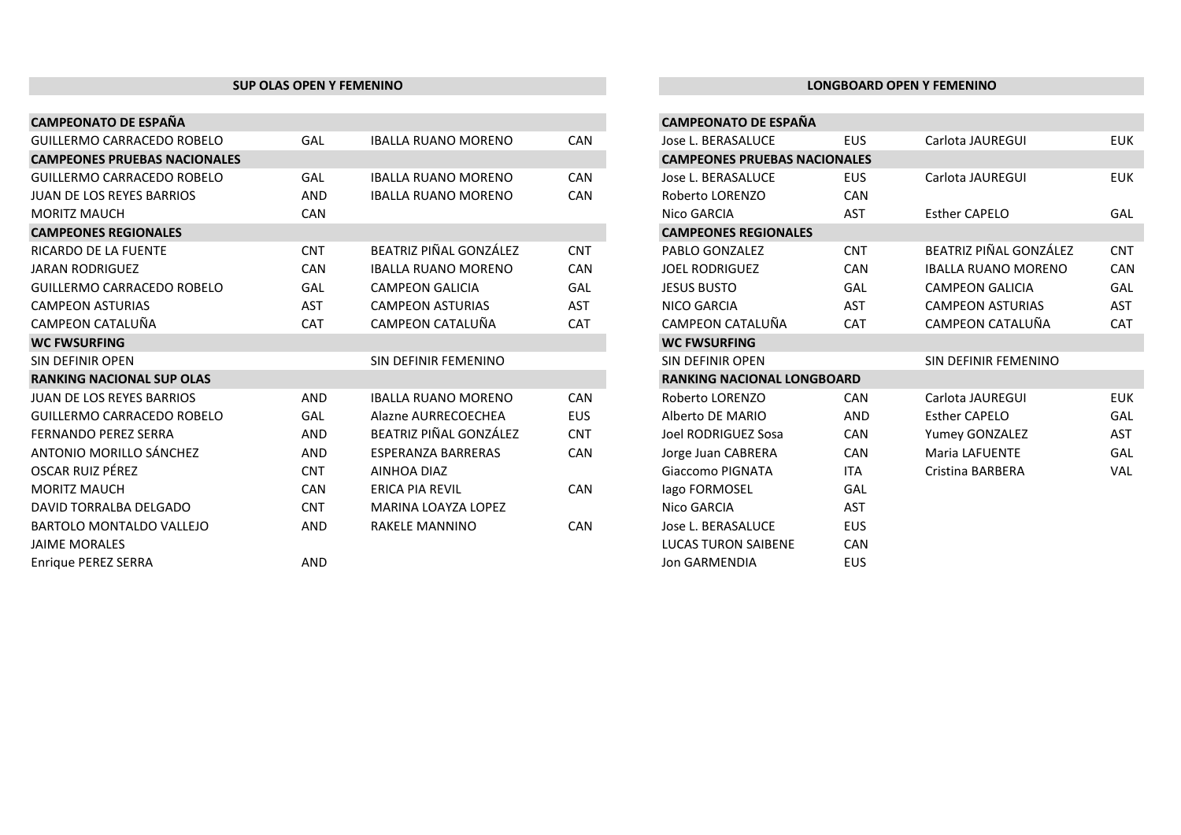## SUP OLAS OPEN Y FEMENINO

| | | | |
|---|---|---|---|
| **CAMPEONATO DE ESPAÑA** | | | |
| GUILLERMO CARRACEDO ROBELO | GAL | IBALLA RUANO MORENO | CAN |
| **CAMPEONES PRUEBAS NACIONALES** | | | |
| GUILLERMO CARRACEDO ROBELO | GAL | IBALLA RUANO MORENO | CAN |
| JUAN DE LOS REYES BARRIOS | AND | IBALLA RUANO MORENO | CAN |
| MORITZ MAUCH | CAN | | |
| **CAMPEONES REGIONALES** | | | |
| RICARDO DE LA FUENTE | CNT | BEATRIZ PIÑAL GONZÁLEZ | CNT |
| JARAN RODRIGUEZ | CAN | IBALLA RUANO MORENO | CAN |
| GUILLERMO CARRACEDO ROBELO | GAL | CAMPEON GALICIA | GAL |
| CAMPEON ASTURIAS | AST | CAMPEON ASTURIAS | AST |
| CAMPEON CATALUÑA | CAT | CAMPEON CATALUÑA | CAT |
| **WC FWSURFING** | | | |
| SIN DEFINIR OPEN | | SIN DEFINIR FEMENINO | |
| **RANKING NACIONAL SUP OLAS** | | | |
| JUAN DE LOS REYES BARRIOS | AND | IBALLA RUANO MORENO | CAN |
| GUILLERMO CARRACEDO ROBELO | GAL | Alazne AURRECOECHEA | EUS |
| FERNANDO PEREZ SERRA | AND | BEATRIZ PIÑAL GONZÁLEZ | CNT |
| ANTONIO MORILLO SÁNCHEZ | AND | ESPERANZA BARRERAS | CAN |
| OSCAR RUIZ PÉREZ | CNT | AINHOA DIAZ | |
| MORITZ MAUCH | CAN | ERICA PIA REVIL | CAN |
| DAVID TORRALBA DELGADO | CNT | MARINA LOAYZA LOPEZ | |
| BARTOLO MONTALDO VALLEJO | AND | RAKELE MANNINO | CAN |
| JAIME MORALES | | | |
| Enrique PEREZ SERRA | AND | | |

## LONGBOARD OPEN Y FEMENINO

| | | | |
|---|---|---|---|
| **CAMPEONATO DE ESPAÑA** | | | |
| Jose L. BERASALUCE | EUS | Carlota JAUREGUI | EUK |
| **CAMPEONES PRUEBAS NACIONALES** | | | |
| Jose L. BERASALUCE | EUS | Carlota JAUREGUI | EUK |
| Roberto LORENZO | CAN | | |
| Nico GARCIA | AST | Esther CAPELO | GAL |
| **CAMPEONES REGIONALES** | | | |
| PABLO GONZALEZ | CNT | BEATRIZ PIÑAL GONZÁLEZ | CNT |
| JOEL RODRIGUEZ | CAN | IBALLA RUANO MORENO | CAN |
| JESUS BUSTO | GAL | CAMPEON GALICIA | GAL |
| NICO GARCIA | AST | CAMPEON ASTURIAS | AST |
| CAMPEON CATALUÑA | CAT | CAMPEON CATALUÑA | CAT |
| **WC FWSURFING** | | | |
| SIN DEFINIR OPEN | | SIN DEFINIR FEMENINO | |
| **RANKING NACIONAL LONGBOARD** | | | |
| Roberto LORENZO | CAN | Carlota JAUREGUI | EUK |
| Alberto DE MARIO | AND | Esther CAPELO | GAL |
| Joel RODRIGUEZ Sosa | CAN | Yumey GONZALEZ | AST |
| Jorge Juan CABRERA | CAN | Maria LAFUENTE | GAL |
| Giaccomo PIGNATA | ITA | Cristina BARBERA | VAL |
| Iago FORMOSEL | GAL | | |
| Nico GARCIA | AST | | |
| Jose L. BERASALUCE | EUS | | |
| LUCAS TURON SAIBENE | CAN | | |
| Jon GARMENDIA | EUS | | |